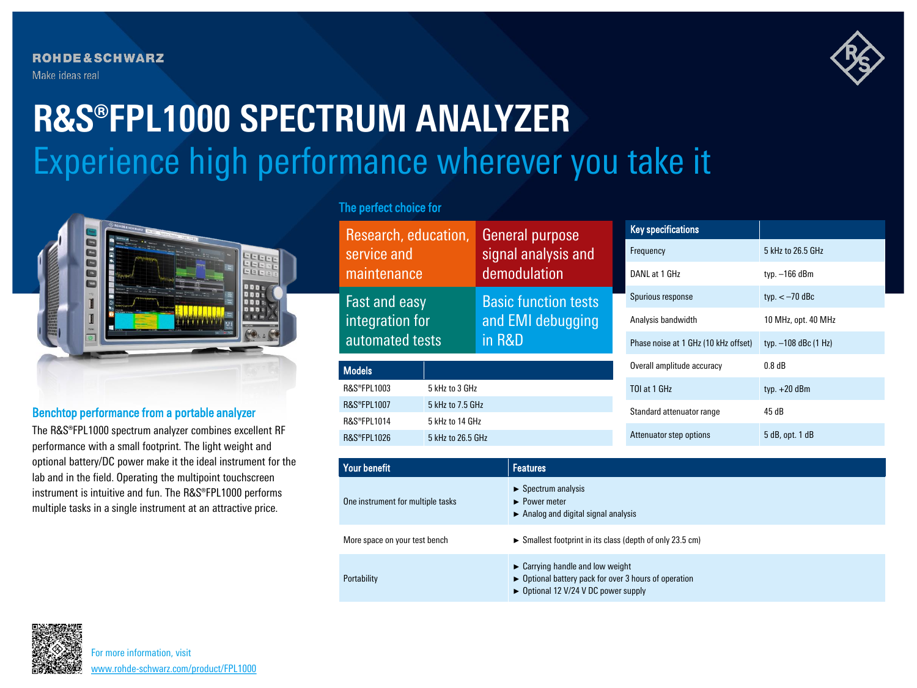ROHDE&SCHWARZ

Make ideas real

# R&S®FPL1000 SPECTRUM ANALYZER

## Experience high performance wherever you take it

### Benchtop performance from a portable analyzer

The R&S®FPL1000 spectrum analyzer combines excellent RF performance with a small footprint. The light weight and optional battery/DC power make it the ideal instrument for the lab and in the field. Operating the multipoint touchscreen instrument is intuitive and fun. The R&S®FPL1000 performs multiple tasks in a single instrument at an attractive price.

### The perfect choice for

- Research, education, service and maintenance
- General purpose signal analysis and demodulation
- Fast and easy integration for automated tests
- Basic function tests and EMI debugging in R&D

| Models | |
|---|---|
| R&S®FPL1003 | 5 kHz to 3 GHz |
| R&S®FPL1007 | 5 kHz to 7.5 GHz |
| R&S®FPL1014 | 5 kHz to 14 GHz |
| R&S®FPL1026 | 5 kHz to 26.5 GHz |

| Key specifications | |
|---|---|
| Frequency | 5 kHz to 26.5 GHz |
| DANL at 1 GHz | typ. –166 dBm |
| Spurious response | typ. < –70 dBc |
| Analysis bandwidth | 10 MHz, opt. 40 MHz |
| Phase noise at 1 GHz (10 kHz offset) | typ. –108 dBc (1 Hz) |
| Overall amplitude accuracy | 0.8 dB |
| TOI at 1 GHz | typ. +20 dBm |
| Standard attenuator range | 45 dB |
| Attenuator step options | 5 dB, opt. 1 dB |

| Your benefit | Features |
|---|---|
| One instrument for multiple tasks | ► Spectrum analysis<br>► Power meter<br>► Analog and digital signal analysis |
| More space on your test bench | ► Smallest footprint in its class (depth of only 23.5 cm) |
| Portability | ► Carrying handle and low weight<br>► Optional battery pack for over 3 hours of operation<br>► Optional 12 V/24 V DC power supply |

For more information, visit
www.rohde-schwarz.com/product/FPL1000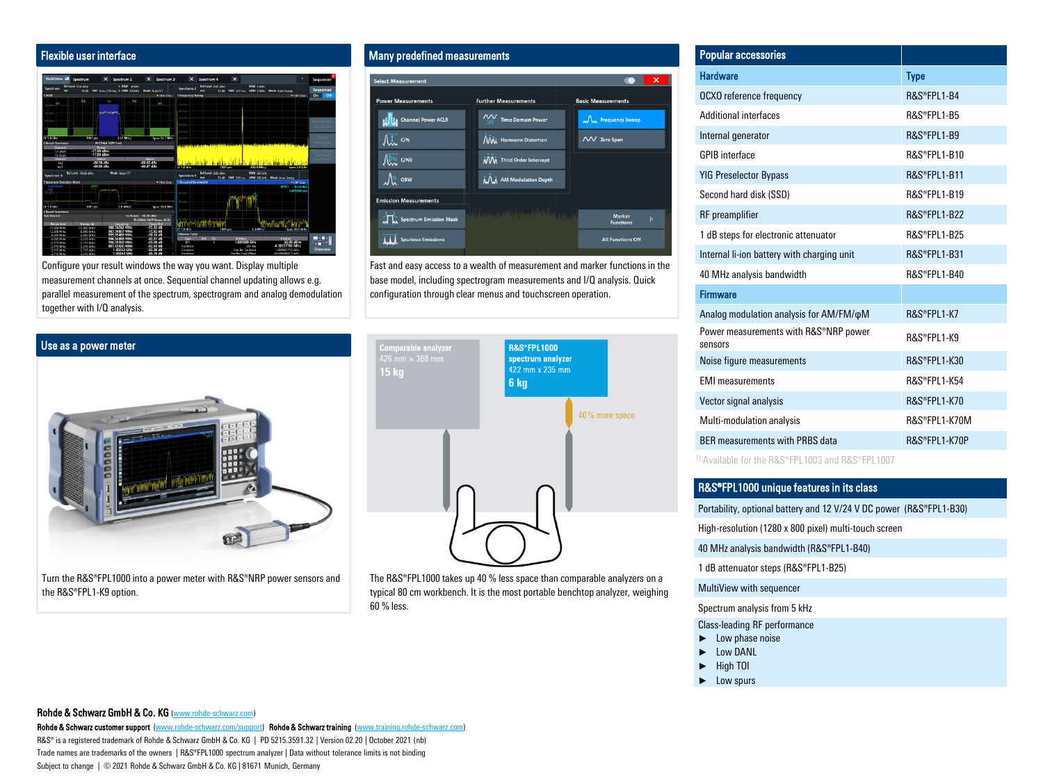## Flexible user interface

Configure your result windows the way you want. Display multiple measurement channels at once. Sequential channel updating allows e.g. parallel measurement of the spectrum, spectrogram and analog demodulation together with I/Q analysis.

## Use as a power meter

Turn the R&S®FPL1000 into a power meter with R&S®NRP power sensors and the R&S®FPL1-K9 option.

## Many predefined measurements

Fast and easy access to a wealth of measurement and marker functions in the base model, including spectrogram measurements and I/Q analysis. Quick configuration through clear menus and touchscreen operation.

Comparable analyzer
426 mm × 368 mm
15 kg

R&S®FPL1000
spectrum analyzer
422 mm x 235 mm
6 kg

40 % more space

The R&S®FPL1000 takes up 40 % less space than comparable analyzers on a typical 80 cm workbench. It is the most portable benchtop analyzer, weighing 60 % less.

## Popular accessories

| Hardware | Type |
|---|---|
| OCXO reference frequency | R&S®FPL1-B4 |
| Additional interfaces | R&S®FPL1-B5 |
| Internal generator | R&S®FPL1-B9 |
| GPIB interface | R&S®FPL1-B10 |
| YIG Preselector Bypass | R&S®FPL1-B11 |
| Second hard disk (SSD) | R&S®FPL1-B19 |
| RF preamplifier | R&S®FPL1-B22 |
| 1 dB steps for electronic attenuator | R&S®FPL1-B25 |
| Internal li-ion battery with charging unit | R&S®FPL1-B31 |
| 40 MHz analysis bandwidth | R&S®FPL1-B40 |
| **Firmware** | |
| Analog modulation analysis for AM/FM/φM | R&S®FPL1-K7 |
| Power measurements with R&S®NRP power sensors | R&S®FPL1-K9 |
| Noise figure measurements | R&S®FPL1-K30 |
| EMI measurements | R&S®FPL1-K54 |
| Vector signal analysis | R&S®FPL1-K70 |
| Multi-modulation analysis | R&S®FPL1-K70M |
| BER measurements with PRBS data | R&S®FPL1-K70P |

[1] Available for the R&S®FPL1003 and R&S®FPL1007

## R&S®FPL1000 unique features in its class

- Portability, optional battery and 12 V/24 V DC power (R&S®FPL1-B30)
- High-resolution (1280 x 800 pixel) multi-touch screen
- 40 MHz analysis bandwidth (R&S®FPL1-B40)
- 1 dB attenuator steps (R&S®FPL1-B25)
- MultiView with sequencer
- Spectrum analysis from 5 kHz
- Class-leading RF performance
  - Low phase noise
  - Low DANL
  - High TOI
  - Low spurs

**Rohde & Schwarz GmbH & Co. KG** (www.rohde-schwarz.com)
**Rohde & Schwarz customer support** (www.rohde-schwarz.com/support) **Rohde & Schwarz training** (www.training.rohde-schwarz.com)
R&S® is a registered trademark of Rohde & Schwarz GmbH & Co. KG | PD 5215.3591.32 | Version 02.20 | October 2021 (nb)
Trade names are trademarks of the owners | R&S®FPL1000 spectrum analyzer | Data without tolerance limits is not binding
Subject to change | © 2021 Rohde & Schwarz GmbH & Co. KG | 81671 Munich, Germany